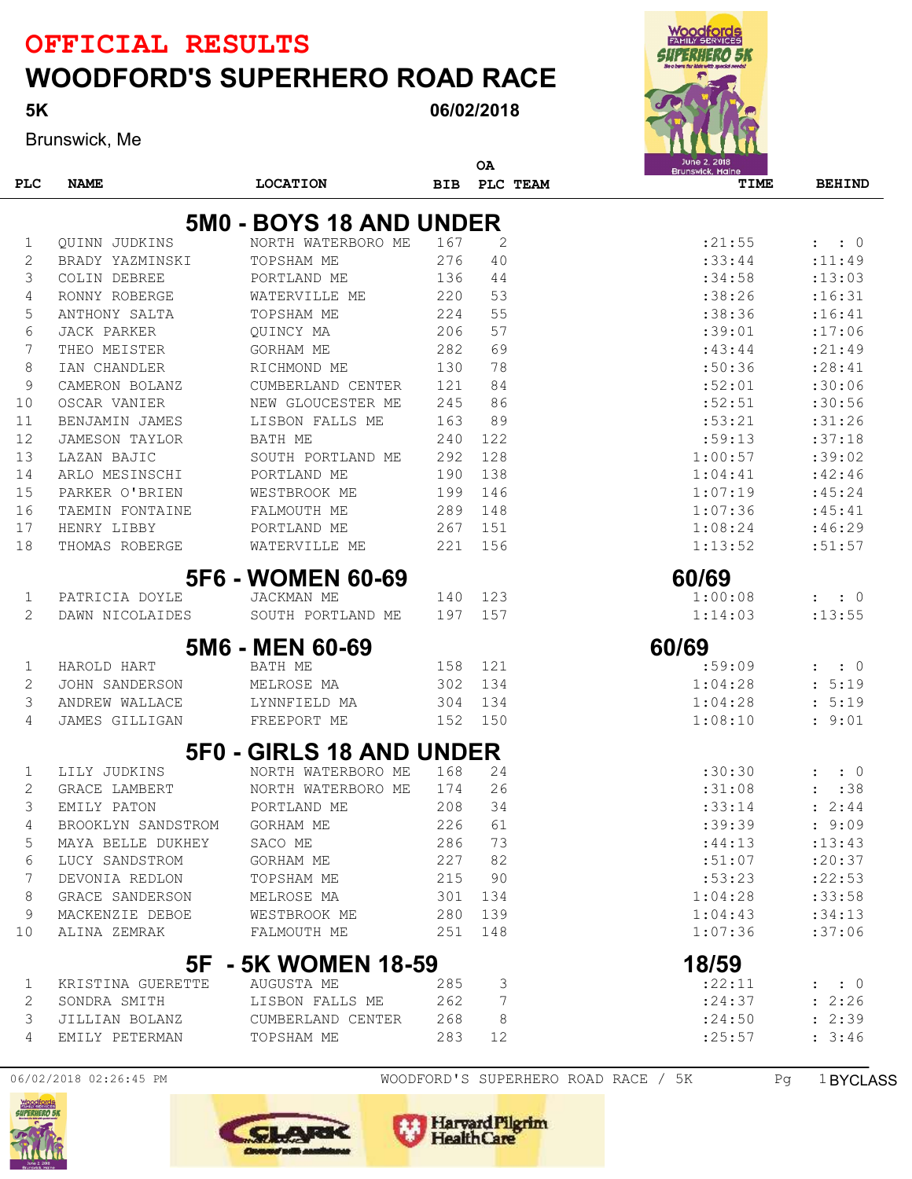# OFFICIAL RESULTS

# WOODFORD'S SUPERHERO ROAD RACE

**5K** — 06/02/2018

Brunswick, Me

## 5M0 - BOYS 18 AND UNDER

| PLC | NAME | LOCATION | BIB | OA PLC | TEAM | TIME | BEHIND |
|---|---|---|---|---|---|---|---|
| 1 | QUINN JUDKINS | NORTH WATERBORO ME | 167 | 2 | | :21:55 | : : 0 |
| 2 | BRADY YAZMINSKI | TOPSHAM ME | 276 | 40 | | :33:44 | :11:49 |
| 3 | COLIN DEBREE | PORTLAND ME | 136 | 44 | | :34:58 | :13:03 |
| 4 | RONNY ROBERGE | WATERVILLE ME | 220 | 53 | | :38:26 | :16:31 |
| 5 | ANTHONY SALTA | TOPSHAM ME | 224 | 55 | | :38:36 | :16:41 |
| 6 | JACK PARKER | QUINCY MA | 206 | 57 | | :39:01 | :17:06 |
| 7 | THEO MEISTER | GORHAM ME | 282 | 69 | | :43:44 | :21:49 |
| 8 | IAN CHANDLER | RICHMOND ME | 130 | 78 | | :50:36 | :28:41 |
| 9 | CAMERON BOLANZ | CUMBERLAND CENTER | 121 | 84 | | :52:01 | :30:06 |
| 10 | OSCAR VANIER | NEW GLOUCESTER ME | 245 | 86 | | :52:51 | :30:56 |
| 11 | BENJAMIN JAMES | LISBON FALLS ME | 163 | 89 | | :53:21 | :31:26 |
| 12 | JAMESON TAYLOR | BATH ME | 240 | 122 | | :59:13 | :37:18 |
| 13 | LAZAN BAJIC | SOUTH PORTLAND ME | 292 | 128 | | 1:00:57 | :39:02 |
| 14 | ARLO MESINSCHI | PORTLAND ME | 190 | 138 | | 1:04:41 | :42:46 |
| 15 | PARKER O'BRIEN | WESTBROOK ME | 199 | 146 | | 1:07:19 | :45:24 |
| 16 | TAEMIN FONTAINE | FALMOUTH ME | 289 | 148 | | 1:07:36 | :45:41 |
| 17 | HENRY LIBBY | PORTLAND ME | 267 | 151 | | 1:08:24 | :46:29 |
| 18 | THOMAS ROBERGE | WATERVILLE ME | 221 | 156 | | 1:13:52 | :51:57 |

## 5F6 - WOMEN 60-69

60/69

| PLC | NAME | LOCATION | BIB | OA PLC | TEAM | TIME | BEHIND |
|---|---|---|---|---|---|---|---|
| 1 | PATRICIA DOYLE | JACKMAN ME | 140 | 123 | | 1:00:08 | : : 0 |
| 2 | DAWN NICOLAIDES | SOUTH PORTLAND ME | 197 | 157 | | 1:14:03 | :13:55 |

## 5M6 - MEN 60-69

60/69

| PLC | NAME | LOCATION | BIB | OA PLC | TEAM | TIME | BEHIND |
|---|---|---|---|---|---|---|---|
| 1 | HAROLD HART | BATH ME | 158 | 121 | | :59:09 | : : 0 |
| 2 | JOHN SANDERSON | MELROSE MA | 302 | 134 | | 1:04:28 | : 5:19 |
| 3 | ANDREW WALLACE | LYNNFIELD MA | 304 | 134 | | 1:04:28 | : 5:19 |
| 4 | JAMES GILLIGAN | FREEPORT ME | 152 | 150 | | 1:08:10 | : 9:01 |

## 5F0 - GIRLS 18 AND UNDER

| PLC | NAME | LOCATION | BIB | OA PLC | TEAM | TIME | BEHIND |
|---|---|---|---|---|---|---|---|
| 1 | LILY JUDKINS | NORTH WATERBORO ME | 168 | 24 | | :30:30 | : : 0 |
| 2 | GRACE LAMBERT | NORTH WATERBORO ME | 174 | 26 | | :31:08 | : :38 |
| 3 | EMILY PATON | PORTLAND ME | 208 | 34 | | :33:14 | : 2:44 |
| 4 | BROOKLYN SANDSTROM | GORHAM ME | 226 | 61 | | :39:39 | : 9:09 |
| 5 | MAYA BELLE DUKHEY | SACO ME | 286 | 73 | | :44:13 | :13:43 |
| 6 | LUCY SANDSTROM | GORHAM ME | 227 | 82 | | :51:07 | :20:37 |
| 7 | DEVONIA REDLON | TOPSHAM ME | 215 | 90 | | :53:23 | :22:53 |
| 8 | GRACE SANDERSON | MELROSE MA | 301 | 134 | | 1:04:28 | :33:58 |
| 9 | MACKENZIE DEBOE | WESTBROOK ME | 280 | 139 | | 1:04:43 | :34:13 |
| 10 | ALINA ZEMRAK | FALMOUTH ME | 251 | 148 | | 1:07:36 | :37:06 |

## 5F - 5K WOMEN 18-59

18/59

| PLC | NAME | LOCATION | BIB | OA PLC | TEAM | TIME | BEHIND |
|---|---|---|---|---|---|---|---|
| 1 | KRISTINA GUERETTE | AUGUSTA ME | 285 | 3 | | :22:11 | : : 0 |
| 2 | SONDRA SMITH | LISBON FALLS ME | 262 | 7 | | :24:37 | : 2:26 |
| 3 | JILLIAN BOLANZ | CUMBERLAND CENTER | 268 | 8 | | :24:50 | : 2:39 |
| 4 | EMILY PETERMAN | TOPSHAM ME | 283 | 12 | | :25:57 | : 3:46 |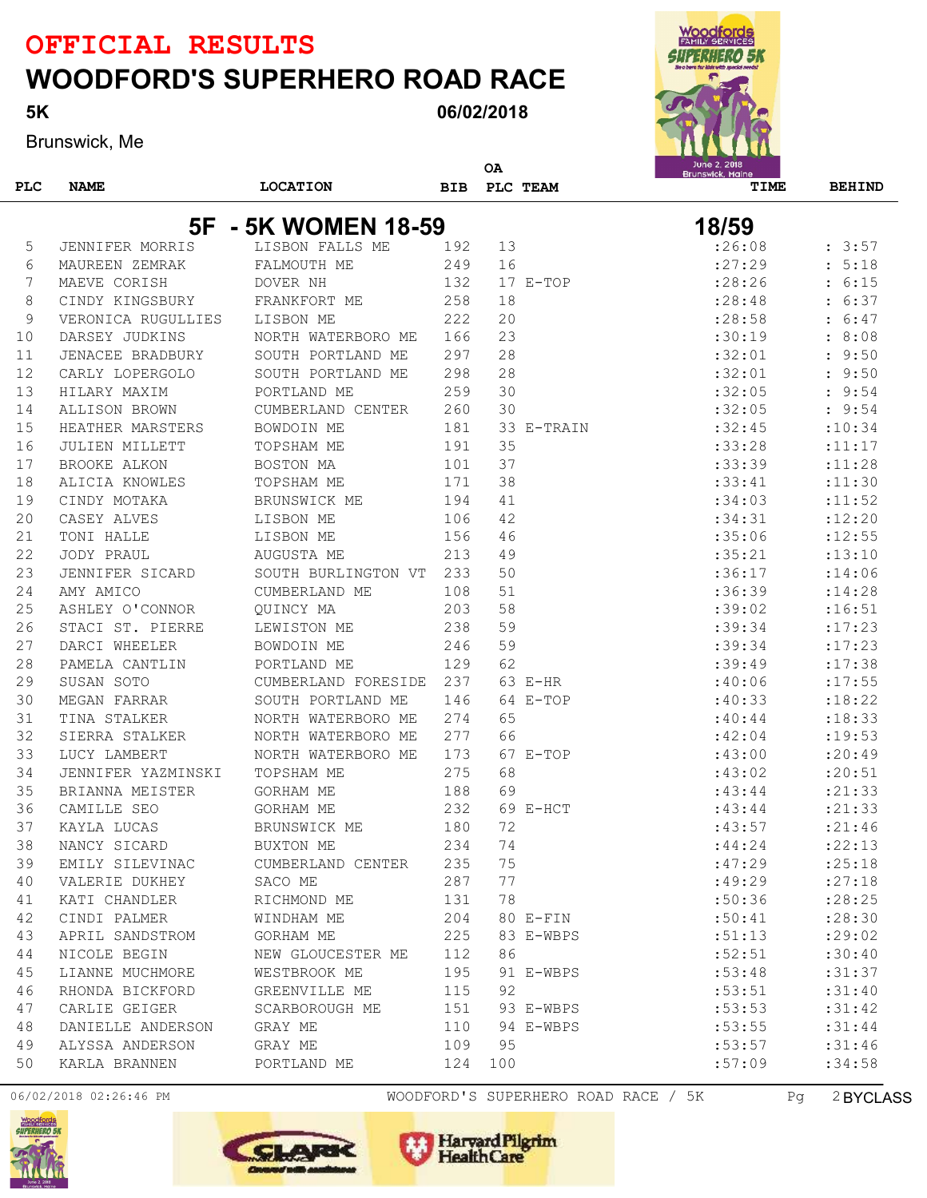# OFFICIAL RESULTS

# WOODFORD'S SUPERHERO ROAD RACE

**5K** **06/02/2018**

Brunswick, Me

## 5F - 5K WOMEN 18-59 — 18/59

| PLC | NAME | LOCATION | BIB | OA PLC | TEAM | TIME | BEHIND |
|---|---|---|---|---|---|---|---|
| 5 | JENNIFER MORRIS | LISBON FALLS ME | 192 | 13 | | :26:08 | : 3:57 |
| 6 | MAUREEN ZEMRAK | FALMOUTH ME | 249 | 16 | | :27:29 | : 5:18 |
| 7 | MAEVE CORISH | DOVER NH | 132 | 17 | E-TOP | :28:26 | : 6:15 |
| 8 | CINDY KINGSBURY | FRANKFORT ME | 258 | 18 | | :28:48 | : 6:37 |
| 9 | VERONICA RUGULLIES | LISBON ME | 222 | 20 | | :28:58 | : 6:47 |
| 10 | DARSEY JUDKINS | NORTH WATERBORO ME | 166 | 23 | | :30:19 | : 8:08 |
| 11 | JENACEE BRADBURY | SOUTH PORTLAND ME | 297 | 28 | | :32:01 | : 9:50 |
| 12 | CARLY LOPERGOLO | SOUTH PORTLAND ME | 298 | 28 | | :32:01 | : 9:50 |
| 13 | HILARY MAXIM | PORTLAND ME | 259 | 30 | | :32:05 | : 9:54 |
| 14 | ALLISON BROWN | CUMBERLAND CENTER | 260 | 30 | | :32:05 | : 9:54 |
| 15 | HEATHER MARSTERS | BOWDOIN ME | 181 | 33 | E-TRAIN | :32:45 | :10:34 |
| 16 | JULIEN MILLETT | TOPSHAM ME | 191 | 35 | | :33:28 | :11:17 |
| 17 | BROOKE ALKON | BOSTON MA | 101 | 37 | | :33:39 | :11:28 |
| 18 | ALICIA KNOWLES | TOPSHAM ME | 171 | 38 | | :33:41 | :11:30 |
| 19 | CINDY MOTAKA | BRUNSWICK ME | 194 | 41 | | :34:03 | :11:52 |
| 20 | CASEY ALVES | LISBON ME | 106 | 42 | | :34:31 | :12:20 |
| 21 | TONI HALLE | LISBON ME | 156 | 46 | | :35:06 | :12:55 |
| 22 | JODY PRAUL | AUGUSTA ME | 213 | 49 | | :35:21 | :13:10 |
| 23 | JENNIFER SICARD | SOUTH BURLINGTON VT | 233 | 50 | | :36:17 | :14:06 |
| 24 | AMY AMICO | CUMBERLAND ME | 108 | 51 | | :36:39 | :14:28 |
| 25 | ASHLEY O'CONNOR | QUINCY MA | 203 | 58 | | :39:02 | :16:51 |
| 26 | STACI ST. PIERRE | LEWISTON ME | 238 | 59 | | :39:34 | :17:23 |
| 27 | DARCI WHEELER | BOWDOIN ME | 246 | 59 | | :39:34 | :17:23 |
| 28 | PAMELA CANTLIN | PORTLAND ME | 129 | 62 | | :39:49 | :17:38 |
| 29 | SUSAN SOTO | CUMBERLAND FORESIDE | 237 | 63 | E-HR | :40:06 | :17:55 |
| 30 | MEGAN FARRAR | SOUTH PORTLAND ME | 146 | 64 | E-TOP | :40:33 | :18:22 |
| 31 | TINA STALKER | NORTH WATERBORO ME | 274 | 65 | | :40:44 | :18:33 |
| 32 | SIERRA STALKER | NORTH WATERBORO ME | 277 | 66 | | :42:04 | :19:53 |
| 33 | LUCY LAMBERT | NORTH WATERBORO ME | 173 | 67 | E-TOP | :43:00 | :20:49 |
| 34 | JENNIFER YAZMINSKI | TOPSHAM ME | 275 | 68 | | :43:02 | :20:51 |
| 35 | BRIANNA MEISTER | GORHAM ME | 188 | 69 | | :43:44 | :21:33 |
| 36 | CAMILLE SEO | GORHAM ME | 232 | 69 | E-HCT | :43:44 | :21:33 |
| 37 | KAYLA LUCAS | BRUNSWICK ME | 180 | 72 | | :43:57 | :21:46 |
| 38 | NANCY SICARD | BUXTON ME | 234 | 74 | | :44:24 | :22:13 |
| 39 | EMILY SILEVINAC | CUMBERLAND CENTER | 235 | 75 | | :47:29 | :25:18 |
| 40 | VALERIE DUKHEY | SACO ME | 287 | 77 | | :49:29 | :27:18 |
| 41 | KATI CHANDLER | RICHMOND ME | 131 | 78 | | :50:36 | :28:25 |
| 42 | CINDI PALMER | WINDHAM ME | 204 | 80 | E-FIN | :50:41 | :28:30 |
| 43 | APRIL SANDSTROM | GORHAM ME | 225 | 83 | E-WBPS | :51:13 | :29:02 |
| 44 | NICOLE BEGIN | NEW GLOUCESTER ME | 112 | 86 | | :52:51 | :30:40 |
| 45 | LIANNE MUCHMORE | WESTBROOK ME | 195 | 91 | E-WBPS | :53:48 | :31:37 |
| 46 | RHONDA BICKFORD | GREENVILLE ME | 115 | 92 | | :53:51 | :31:40 |
| 47 | CARLIE GEIGER | SCARBOROUGH ME | 151 | 93 | E-WBPS | :53:53 | :31:42 |
| 48 | DANIELLE ANDERSON | GRAY ME | 110 | 94 | E-WBPS | :53:55 | :31:44 |
| 49 | ALYSSA ANDERSON | GRAY ME | 109 | 95 | | :53:57 | :31:46 |
| 50 | KARLA BRANNEN | PORTLAND ME | 124 | 100 | | :57:09 | :34:58 |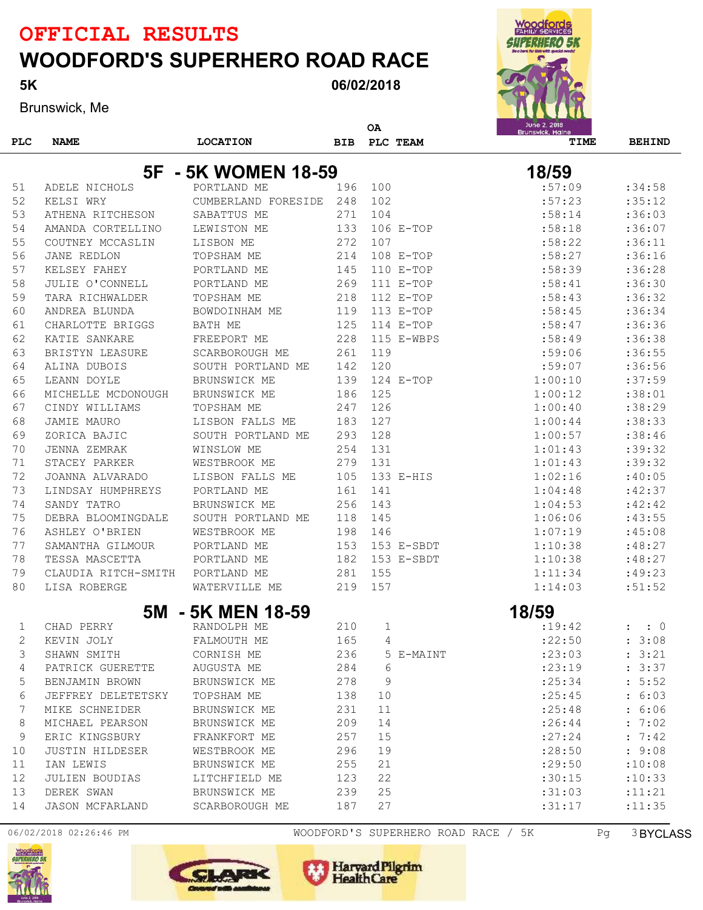# OFFICIAL RESULTS

# WOODFORD'S SUPERHERO ROAD RACE

**5K** **06/02/2018**

Brunswick, Me

## 5F - 5K WOMEN 18-59 (18/59)

| PLC | NAME | LOCATION | BIB | OA PLC | TEAM | TIME | BEHIND |
|---|---|---|---|---|---|---|---|
| 51 | ADELE NICHOLS | PORTLAND ME | 196 | 100 | | :57:09 | :34:58 |
| 52 | KELSI WRY | CUMBERLAND FORESIDE | 248 | 102 | | :57:23 | :35:12 |
| 53 | ATHENA RITCHESON | SABATTUS ME | 271 | 104 | | :58:14 | :36:03 |
| 54 | AMANDA CORTELLINO | LEWISTON ME | 133 | 106 | E-TOP | :58:18 | :36:07 |
| 55 | COUTNEY MCCASLIN | LISBON ME | 272 | 107 | | :58:22 | :36:11 |
| 56 | JANE REDLON | TOPSHAM ME | 214 | 108 | E-TOP | :58:27 | :36:16 |
| 57 | KELSEY FAHEY | PORTLAND ME | 145 | 110 | E-TOP | :58:39 | :36:28 |
| 58 | JULIE O'CONNELL | PORTLAND ME | 269 | 111 | E-TOP | :58:41 | :36:30 |
| 59 | TARA RICHWALDER | TOPSHAM ME | 218 | 112 | E-TOP | :58:43 | :36:32 |
| 60 | ANDREA BLUNDA | BOWDOINHAM ME | 119 | 113 | E-TOP | :58:45 | :36:34 |
| 61 | CHARLOTTE BRIGGS | BATH ME | 125 | 114 | E-TOP | :58:47 | :36:36 |
| 62 | KATIE SANKARE | FREEPORT ME | 228 | 115 | E-WBPS | :58:49 | :36:38 |
| 63 | BRISTYN LEASURE | SCARBOROUGH ME | 261 | 119 | | :59:06 | :36:55 |
| 64 | ALINA DUBOIS | SOUTH PORTLAND ME | 142 | 120 | | :59:07 | :36:56 |
| 65 | LEANN DOYLE | BRUNSWICK ME | 139 | 124 | E-TOP | 1:00:10 | :37:59 |
| 66 | MICHELLE MCDONOUGH | BRUNSWICK ME | 186 | 125 | | 1:00:12 | :38:01 |
| 67 | CINDY WILLIAMS | TOPSHAM ME | 247 | 126 | | 1:00:40 | :38:29 |
| 68 | JAMIE MAURO | LISBON FALLS ME | 183 | 127 | | 1:00:44 | :38:33 |
| 69 | ZORICA BAJIC | SOUTH PORTLAND ME | 293 | 128 | | 1:00:57 | :38:46 |
| 70 | JENNA ZEMRAK | WINSLOW ME | 254 | 131 | | 1:01:43 | :39:32 |
| 71 | STACEY PARKER | WESTBROOK ME | 279 | 131 | | 1:01:43 | :39:32 |
| 72 | JOANNA ALVARADO | LISBON FALLS ME | 105 | 133 | E-HIS | 1:02:16 | :40:05 |
| 73 | LINDSAY HUMPHREYS | PORTLAND ME | 161 | 141 | | 1:04:48 | :42:37 |
| 74 | SANDY TATRO | BRUNSWICK ME | 256 | 143 | | 1:04:53 | :42:42 |
| 75 | DEBRA BLOOMINGDALE | SOUTH PORTLAND ME | 118 | 145 | | 1:06:06 | :43:55 |
| 76 | ASHLEY O'BRIEN | WESTBROOK ME | 198 | 146 | | 1:07:19 | :45:08 |
| 77 | SAMANTHA GILMOUR | PORTLAND ME | 153 | 153 | E-SBDT | 1:10:38 | :48:27 |
| 78 | TESSA MASCETTA | PORTLAND ME | 182 | 153 | E-SBDT | 1:10:38 | :48:27 |
| 79 | CLAUDIA RITCH-SMITH | PORTLAND ME | 281 | 155 | | 1:11:34 | :49:23 |
| 80 | LISA ROBERGE | WATERVILLE ME | 219 | 157 | | 1:14:03 | :51:52 |

## 5M - 5K MEN 18-59 (18/59)

| PLC | NAME | LOCATION | BIB | OA PLC | TEAM | TIME | BEHIND |
|---|---|---|---|---|---|---|---|
| 1 | CHAD PERRY | RANDOLPH ME | 210 | 1 | | :19:42 | : : 0 |
| 2 | KEVIN JOLY | FALMOUTH ME | 165 | 4 | | :22:50 | : 3:08 |
| 3 | SHAWN SMITH | CORNISH ME | 236 | 5 | E-MAINT | :23:03 | : 3:21 |
| 4 | PATRICK GUERETTE | AUGUSTA ME | 284 | 6 | | :23:19 | : 3:37 |
| 5 | BENJAMIN BROWN | BRUNSWICK ME | 278 | 9 | | :25:34 | : 5:52 |
| 6 | JEFFREY DELETETSKY | TOPSHAM ME | 138 | 10 | | :25:45 | : 6:03 |
| 7 | MIKE SCHNEIDER | BRUNSWICK ME | 231 | 11 | | :25:48 | : 6:06 |
| 8 | MICHAEL PEARSON | BRUNSWICK ME | 209 | 14 | | :26:44 | : 7:02 |
| 9 | ERIC KINGSBURY | FRANKFORT ME | 257 | 15 | | :27:24 | : 7:42 |
| 10 | JUSTIN HILDESER | WESTBROOK ME | 296 | 19 | | :28:50 | : 9:08 |
| 11 | IAN LEWIS | BRUNSWICK ME | 255 | 21 | | :29:50 | :10:08 |
| 12 | JULIEN BOUDIAS | LITCHFIELD ME | 123 | 22 | | :30:15 | :10:33 |
| 13 | DEREK SWAN | BRUNSWICK ME | 239 | 25 | | :31:03 | :11:21 |
| 14 | JASON MCFARLAND | SCARBOROUGH ME | 187 | 27 | | :31:17 | :11:35 |

06/02/2018 02:26:46 PM WOODFORD'S SUPERHERO ROAD RACE / 5K BYCLASS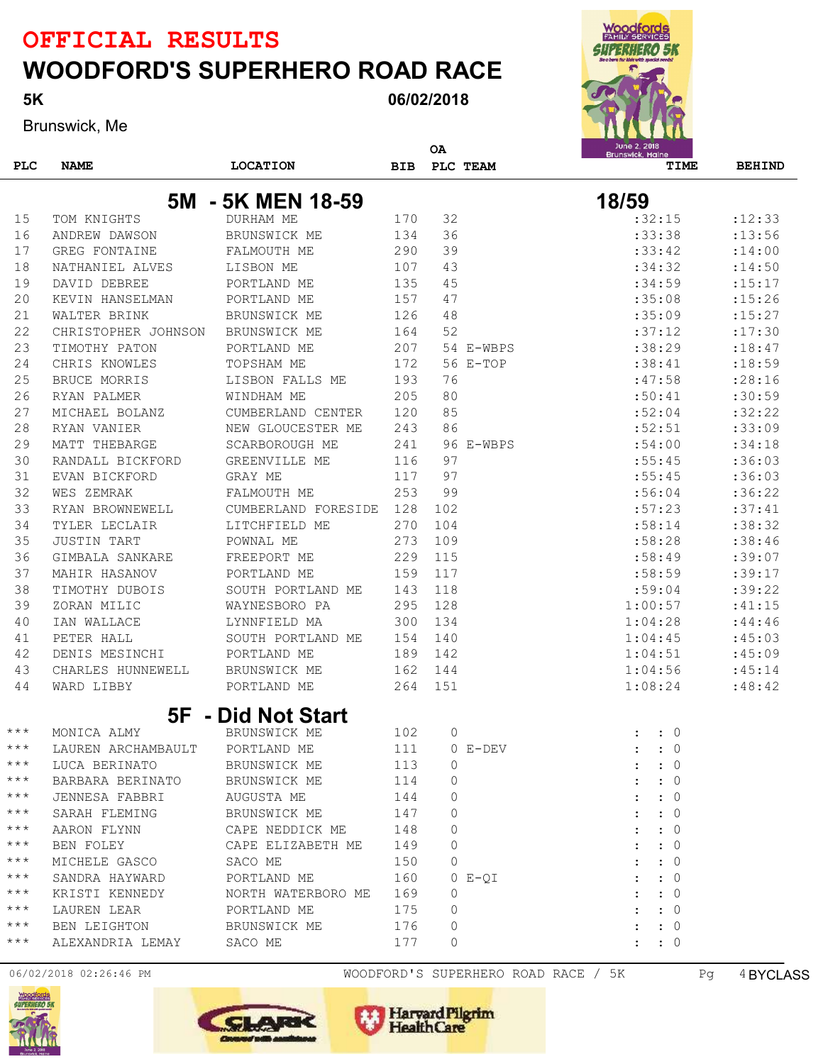# OFFICIAL RESULTS
# WOODFORD'S SUPERHERO ROAD RACE

**5K** — 06/02/2018

Brunswick, Me

## 5M - 5K MEN 18-59 (18/59)

| PLC | NAME | LOCATION | BIB | OA PLC | TEAM | TIME | BEHIND |
|---|---|---|---|---|---|---|---|
| 15 | TOM KNIGHTS | DURHAM ME | 170 | 32 | | :32:15 | :12:33 |
| 16 | ANDREW DAWSON | BRUNSWICK ME | 134 | 36 | | :33:38 | :13:56 |
| 17 | GREG FONTAINE | FALMOUTH ME | 290 | 39 | | :33:42 | :14:00 |
| 18 | NATHANIEL ALVES | LISBON ME | 107 | 43 | | :34:32 | :14:50 |
| 19 | DAVID DEBREE | PORTLAND ME | 135 | 45 | | :34:59 | :15:17 |
| 20 | KEVIN HANSELMAN | PORTLAND ME | 157 | 47 | | :35:08 | :15:26 |
| 21 | WALTER BRINK | BRUNSWICK ME | 126 | 48 | | :35:09 | :15:27 |
| 22 | CHRISTOPHER JOHNSON | BRUNSWICK ME | 164 | 52 | | :37:12 | :17:30 |
| 23 | TIMOTHY PATON | PORTLAND ME | 207 | 54 | E-WBPS | :38:29 | :18:47 |
| 24 | CHRIS KNOWLES | TOPSHAM ME | 172 | 56 | E-TOP | :38:41 | :18:59 |
| 25 | BRUCE MORRIS | LISBON FALLS ME | 193 | 76 | | :47:58 | :28:16 |
| 26 | RYAN PALMER | WINDHAM ME | 205 | 80 | | :50:41 | :30:59 |
| 27 | MICHAEL BOLANZ | CUMBERLAND CENTER | 120 | 85 | | :52:04 | :32:22 |
| 28 | RYAN VANIER | NEW GLOUCESTER ME | 243 | 86 | | :52:51 | :33:09 |
| 29 | MATT THEBARGE | SCARBOROUGH ME | 241 | 96 | E-WBPS | :54:00 | :34:18 |
| 30 | RANDALL BICKFORD | GREENVILLE ME | 116 | 97 | | :55:45 | :36:03 |
| 31 | EVAN BICKFORD | GRAY ME | 117 | 97 | | :55:45 | :36:03 |
| 32 | WES ZEMRAK | FALMOUTH ME | 253 | 99 | | :56:04 | :36:22 |
| 33 | RYAN BROWNEWELL | CUMBERLAND FORESIDE | 128 | 102 | | :57:23 | :37:41 |
| 34 | TYLER LECLAIR | LITCHFIELD ME | 270 | 104 | | :58:14 | :38:32 |
| 35 | JUSTIN TART | POWNAL ME | 273 | 109 | | :58:28 | :38:46 |
| 36 | GIMBALA SANKARE | FREEPORT ME | 229 | 115 | | :58:49 | :39:07 |
| 37 | MAHIR HASANOV | PORTLAND ME | 159 | 117 | | :58:59 | :39:17 |
| 38 | TIMOTHY DUBOIS | SOUTH PORTLAND ME | 143 | 118 | | :59:04 | :39:22 |
| 39 | ZORAN MILIC | WAYNESBORO PA | 295 | 128 | | 1:00:57 | :41:15 |
| 40 | IAN WALLACE | LYNNFIELD MA | 300 | 134 | | 1:04:28 | :44:46 |
| 41 | PETER HALL | SOUTH PORTLAND ME | 154 | 140 | | 1:04:45 | :45:03 |
| 42 | DENIS MESINCHI | PORTLAND ME | 189 | 142 | | 1:04:51 | :45:09 |
| 43 | CHARLES HUNNEWELL | BRUNSWICK ME | 162 | 144 | | 1:04:56 | :45:14 |
| 44 | WARD LIBBY | PORTLAND ME | 264 | 151 | | 1:08:24 | :48:42 |

## 5F - Did Not Start

| PLC | NAME | LOCATION | BIB | OA PLC | TEAM | TIME | BEHIND |
|---|---|---|---|---|---|---|---|
| *** | MONICA ALMY | BRUNSWICK ME | 102 | 0 | | : : 0 | |
| *** | LAUREN ARCHAMBAULT | PORTLAND ME | 111 | 0 | E-DEV | : : 0 | |
| *** | LUCA BERINATO | BRUNSWICK ME | 113 | 0 | | : : 0 | |
| *** | BARBARA BERINATO | BRUNSWICK ME | 114 | 0 | | : : 0 | |
| *** | JENNESA FABBRI | AUGUSTA ME | 144 | 0 | | : : 0 | |
| *** | SARAH FLEMING | BRUNSWICK ME | 147 | 0 | | : : 0 | |
| *** | AARON FLYNN | CAPE NEDDICK ME | 148 | 0 | | : : 0 | |
| *** | BEN FOLEY | CAPE ELIZABETH ME | 149 | 0 | | : : 0 | |
| *** | MICHELE GASCO | SACO ME | 150 | 0 | | : : 0 | |
| *** | SANDRA HAYWARD | PORTLAND ME | 160 | 0 | E-QI | : : 0 | |
| *** | KRISTI KENNEDY | NORTH WATERBORO ME | 169 | 0 | | : : 0 | |
| *** | LAUREN LEAR | PORTLAND ME | 175 | 0 | | : : 0 | |
| *** | BEN LEIGHTON | BRUNSWICK ME | 176 | 0 | | : : 0 | |
| *** | ALEXANDRIA LEMAY | SACO ME | 177 | 0 | | : : 0 | |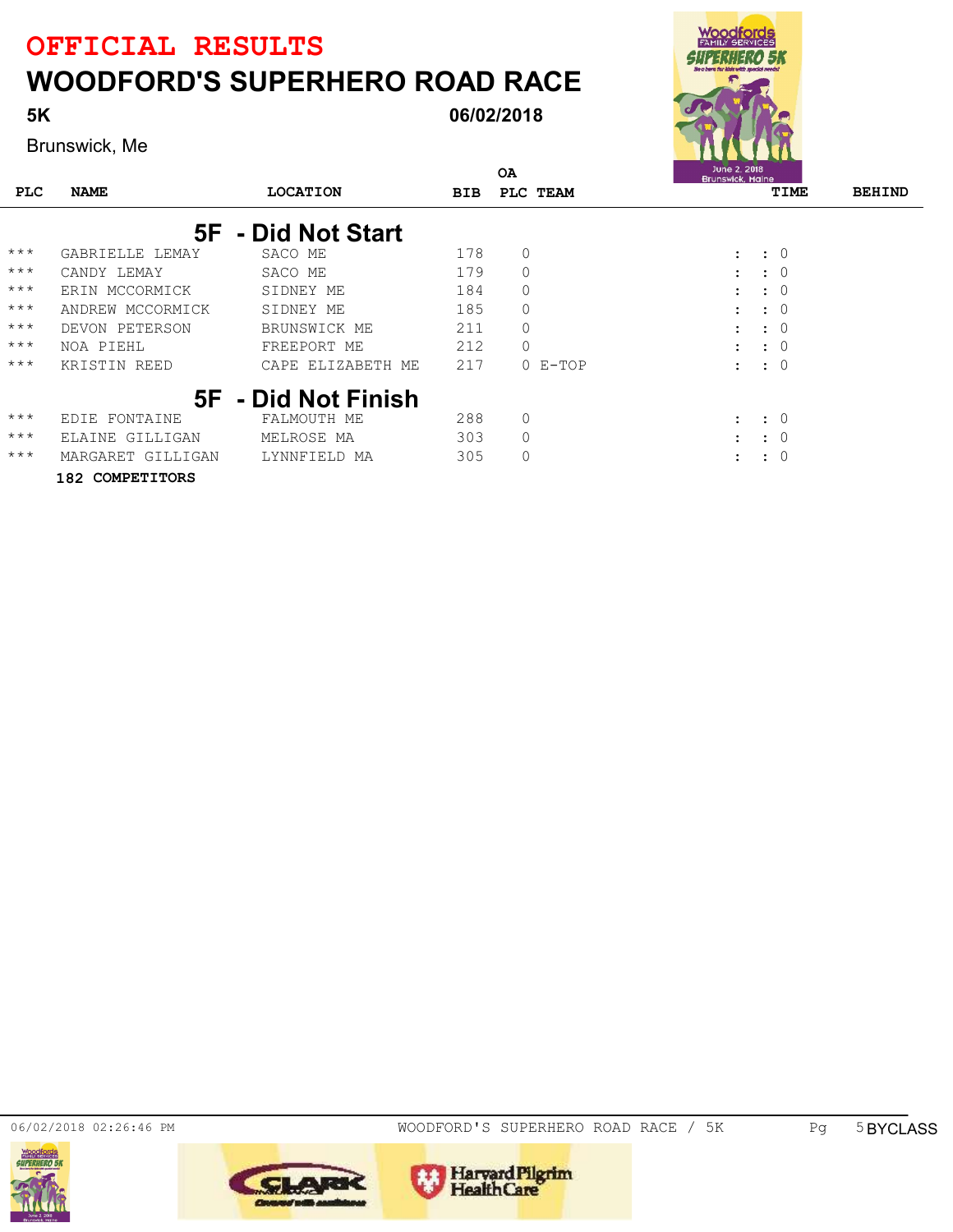# OFFICIAL RESULTS

## WOODFORD'S SUPERHERO ROAD RACE

**5K** **06/02/2018**

Brunswick, Me

| PLC | NAME | LOCATION | BIB | OA PLC | TEAM | TIME | BEHIND |
|---|---|---|---|---|---|---|---|
| | **5F - Did Not Start** | | | | | | |
| *** | GABRIELLE LEMAY | SACO ME | 178 | 0 | | : : 0 | |
| *** | CANDY LEMAY | SACO ME | 179 | 0 | | : : 0 | |
| *** | ERIN MCCORMICK | SIDNEY ME | 184 | 0 | | : : 0 | |
| *** | ANDREW MCCORMICK | SIDNEY ME | 185 | 0 | | : : 0 | |
| *** | DEVON PETERSON | BRUNSWICK ME | 211 | 0 | | : : 0 | |
| *** | NOA PIEHL | FREEPORT ME | 212 | 0 | | : : 0 | |
| *** | KRISTIN REED | CAPE ELIZABETH ME | 217 | 0 | E-TOP | : : 0 | |
| | **5F - Did Not Finish** | | | | | | |
| *** | EDIE FONTAINE | FALMOUTH ME | 288 | 0 | | : : 0 | |
| *** | ELAINE GILLIGAN | MELROSE MA | 303 | 0 | | : : 0 | |
| *** | MARGARET GILLIGAN | LYNNFIELD MA | 305 | 0 | | : : 0 | |

**182 COMPETITORS**